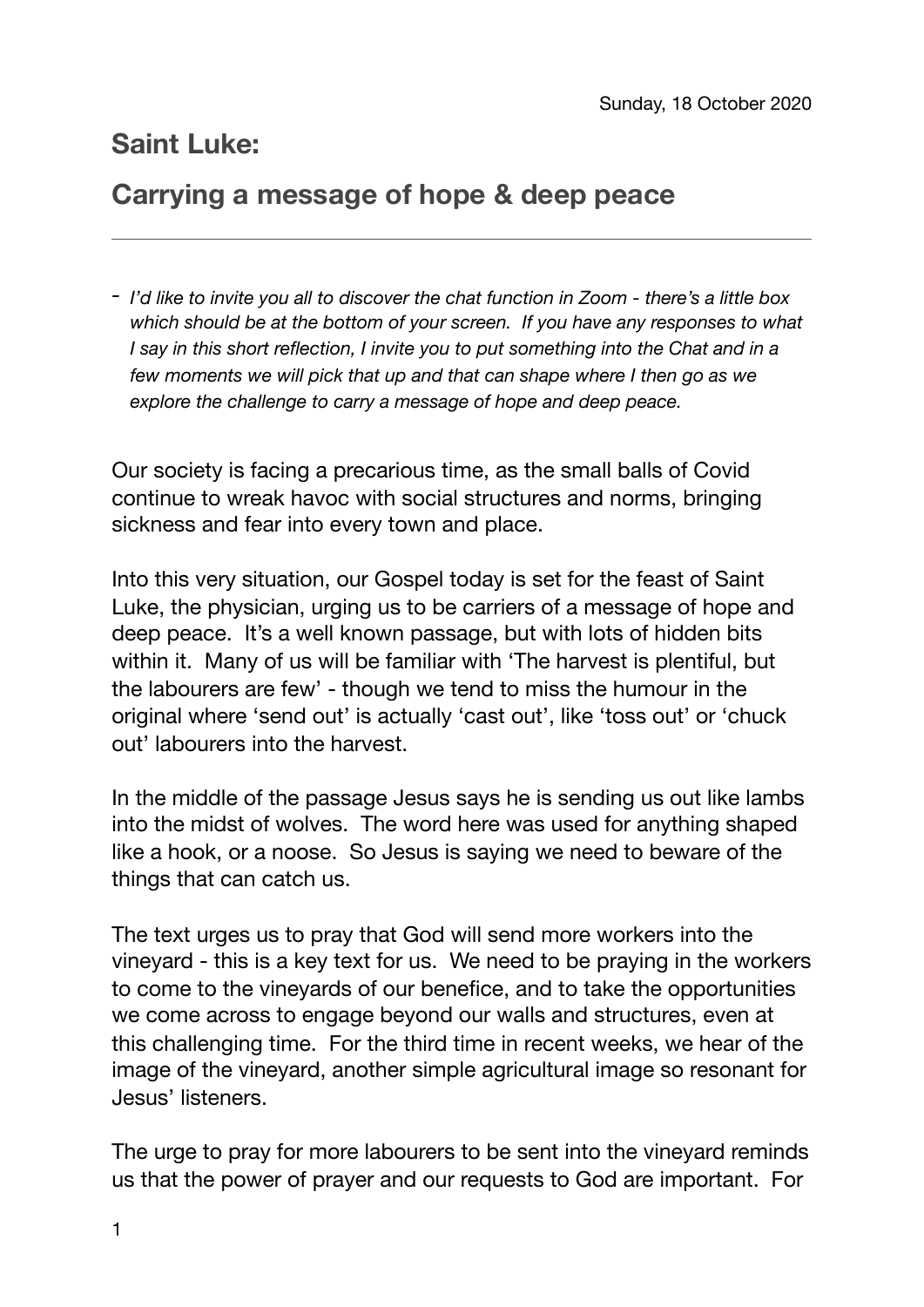Sunday, 18 October 2020

## Saint Luke:

## Carrying a message of hope & deep peace

---

- *I'd like to invite you all to discover the chat function in Zoom - there's a little box which should be at the bottom of your screen. If you have any responses to what I say in this short reflection, I invite you to put something into the Chat and in a few moments we will pick that up and that can shape where I then go as we explore the challenge to carry a message of hope and deep peace.*

Our society is facing a precarious time, as the small balls of Covid continue to wreak havoc with social structures and norms, bringing sickness and fear into every town and place.

Into this very situation, our Gospel today is set for the feast of Saint Luke, the physician, urging us to be carriers of a message of hope and deep peace. It's a well known passage, but with lots of hidden bits within it. Many of us will be familiar with 'The harvest is plentiful, but the labourers are few' - though we tend to miss the humour in the original where 'send out' is actually 'cast out', like 'toss out' or 'chuck out' labourers into the harvest.

In the middle of the passage Jesus says he is sending us out like lambs into the midst of wolves. The word here was used for anything shaped like a hook, or a noose. So Jesus is saying we need to beware of the things that can catch us.

The text urges us to pray that God will send more workers into the vineyard - this is a key text for us. We need to be praying in the workers to come to the vineyards of our benefice, and to take the opportunities we come across to engage beyond our walls and structures, even at this challenging time. For the third time in recent weeks, we hear of the image of the vineyard, another simple agricultural image so resonant for Jesus' listeners.

The urge to pray for more labourers to be sent into the vineyard reminds us that the power of prayer and our requests to God are important. For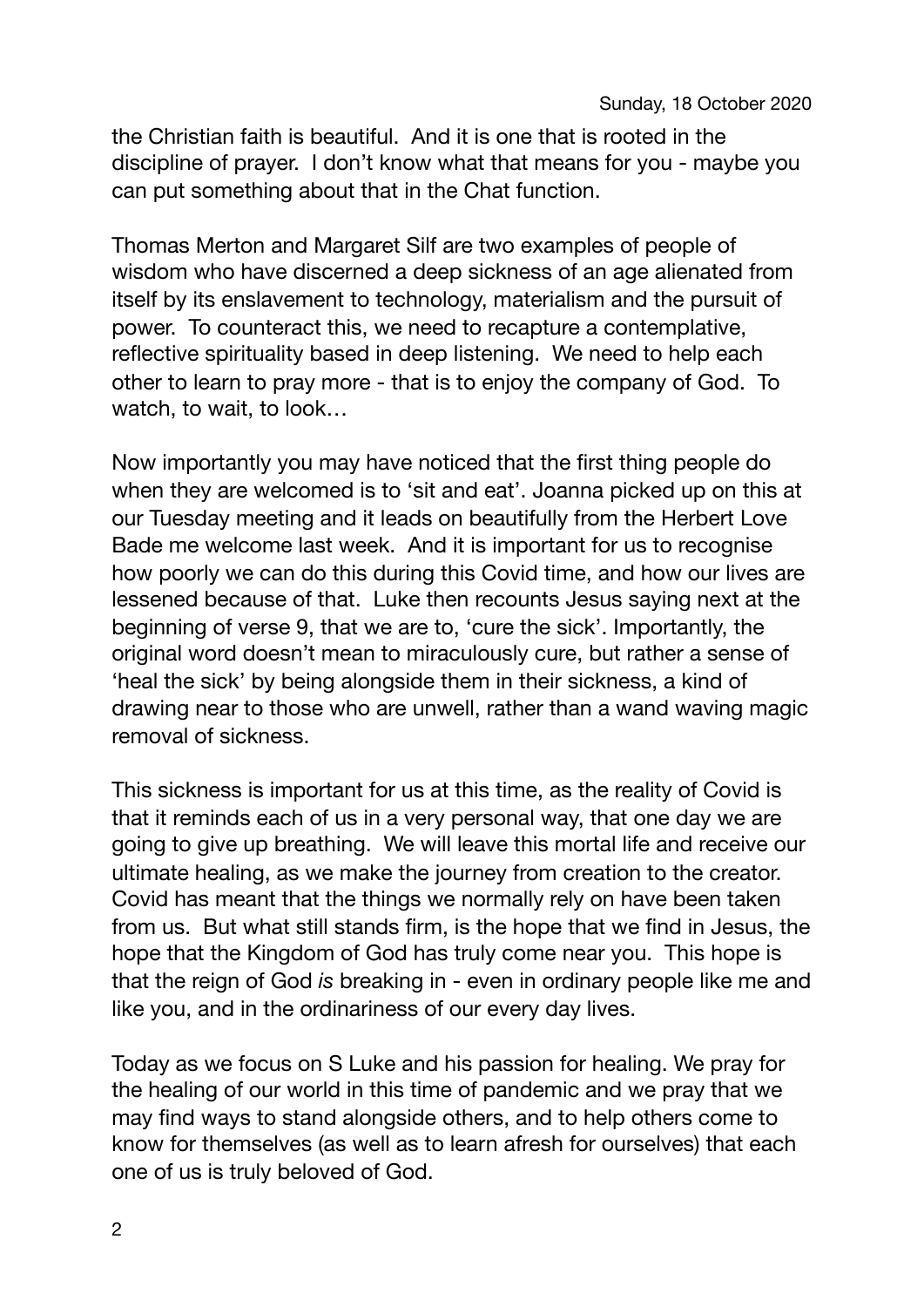the Christian faith is beautiful. And it is one that is rooted in the discipline of prayer. I don't know what that means for you - maybe you can put something about that in the Chat function.

Thomas Merton and Margaret Silf are two examples of people of wisdom who have discerned a deep sickness of an age alienated from itself by its enslavement to technology, materialism and the pursuit of power. To counteract this, we need to recapture a contemplative, reflective spirituality based in deep listening. We need to help each other to learn to pray more - that is to enjoy the company of God. To watch, to wait, to look…

Now importantly you may have noticed that the first thing people do when they are welcomed is to 'sit and eat'. Joanna picked up on this at our Tuesday meeting and it leads on beautifully from the Herbert Love Bade me welcome last week. And it is important for us to recognise how poorly we can do this during this Covid time, and how our lives are lessened because of that. Luke then recounts Jesus saying next at the beginning of verse 9, that we are to, 'cure the sick'. Importantly, the original word doesn't mean to miraculously cure, but rather a sense of 'heal the sick' by being alongside them in their sickness, a kind of drawing near to those who are unwell, rather than a wand waving magic removal of sickness.

This sickness is important for us at this time, as the reality of Covid is that it reminds each of us in a very personal way, that one day we are going to give up breathing. We will leave this mortal life and receive our ultimate healing, as we make the journey from creation to the creator. Covid has meant that the things we normally rely on have been taken from us. But what still stands firm, is the hope that we find in Jesus, the hope that the Kingdom of God has truly come near you. This hope is that the reign of God *is* breaking in - even in ordinary people like me and like you, and in the ordinariness of our every day lives.

Today as we focus on S Luke and his passion for healing. We pray for the healing of our world in this time of pandemic and we pray that we may find ways to stand alongside others, and to help others come to know for themselves (as well as to learn afresh for ourselves) that each one of us is truly beloved of God.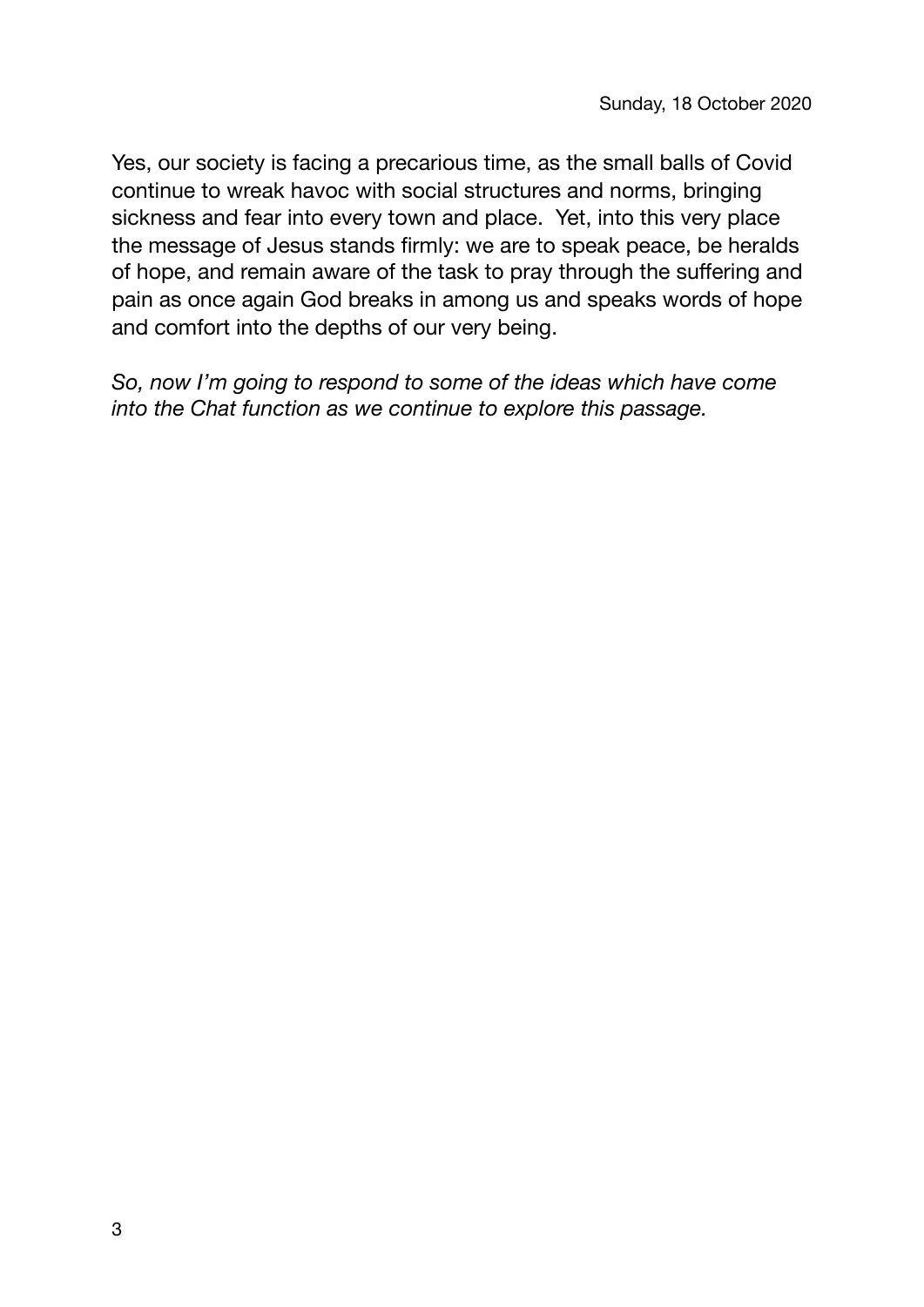Sunday, 18 October 2020

Yes, our society is facing a precarious time, as the small balls of Covid continue to wreak havoc with social structures and norms, bringing sickness and fear into every town and place.  Yet, into this very place the message of Jesus stands firmly: we are to speak peace, be heralds of hope, and remain aware of the task to pray through the suffering and pain as once again God breaks in among us and speaks words of hope and comfort into the depths of our very being.

*So, now I'm going to respond to some of the ideas which have come into the Chat function as we continue to explore this passage.*